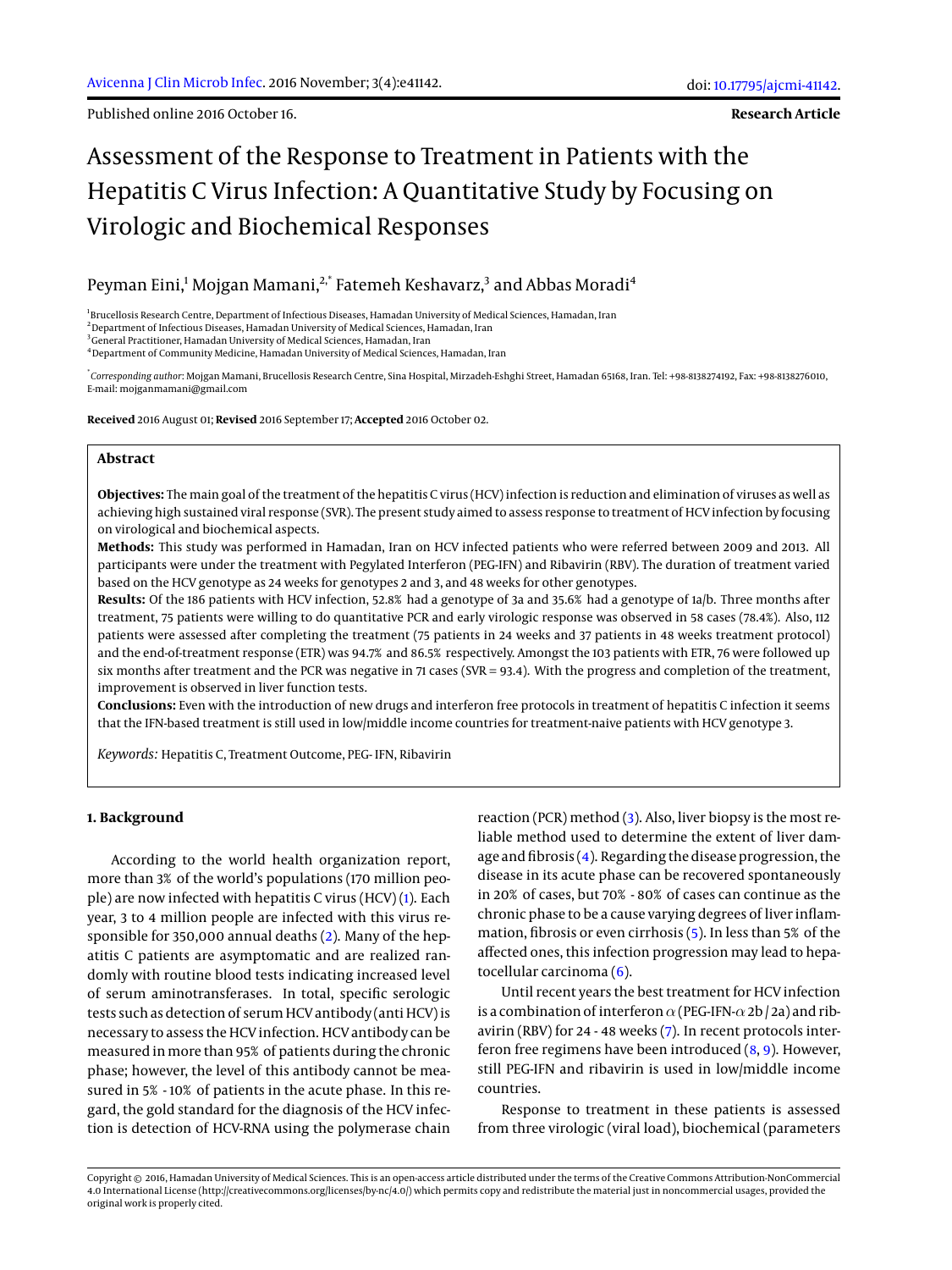Published online 2016 October 16.

**Research Article**

# Assessment of the Response to Treatment in Patients with the Hepatitis C Virus Infection: A Quantitative Study by Focusing on Virologic and Biochemical Responses

Peyman Eini,[1] Mojgan Mamani,[2,*] Fatemeh Keshavarz,[3] and Abbas Moradi[4]

[1]Brucellosis Research Centre, Department of Infectious Diseases, Hamadan University of Medical Sciences, Hamadan, Iran
[2]Department of Infectious Diseases, Hamadan University of Medical Sciences, Hamadan, Iran
[3]General Practitioner, Hamadan University of Medical Sciences, Hamadan, Iran
[4]Department of Community Medicine, Hamadan University of Medical Sciences, Hamadan, Iran

[*]*Corresponding author*: Mojgan Mamani, Brucellosis Research Centre, Sina Hospital, Mirzadeh-Eshghi Street, Hamadan 65168, Iran. Tel: +98-8138274192, Fax: +98-8138276010, E-mail: mojganmamani@gmail.com

**Received** 2016 August 01; **Revised** 2016 September 17; **Accepted** 2016 October 02.

## Abstract

**Objectives:** The main goal of the treatment of the hepatitis C virus (HCV) infection is reduction and elimination of viruses as well as achieving high sustained viral response (SVR). The present study aimed to assess response to treatment of HCV infection by focusing on virological and biochemical aspects.

**Methods:** This study was performed in Hamadan, Iran on HCV infected patients who were referred between 2009 and 2013. All participants were under the treatment with Pegylated Interferon (PEG-IFN) and Ribavirin (RBV). The duration of treatment varied based on the HCV genotype as 24 weeks for genotypes 2 and 3, and 48 weeks for other genotypes.

**Results:** Of the 186 patients with HCV infection, 52.8% had a genotype of 3a and 35.6% had a genotype of 1a/b. Three months after treatment, 75 patients were willing to do quantitative PCR and early virologic response was observed in 58 cases (78.4%). Also, 112 patients were assessed after completing the treatment (75 patients in 24 weeks and 37 patients in 48 weeks treatment protocol) and the end-of-treatment response (ETR) was 94.7% and 86.5% respectively. Amongst the 103 patients with ETR, 76 were followed up six months after treatment and the PCR was negative in 71 cases (SVR = 93.4). With the progress and completion of the treatment, improvement is observed in liver function tests.

**Conclusions:** Even with the introduction of new drugs and interferon free protocols in treatment of hepatitis C infection it seems that the IFN-based treatment is still used in low/middle income countries for treatment-naive patients with HCV genotype 3.

*Keywords:* Hepatitis C, Treatment Outcome, PEG- IFN, Ribavirin

## 1. Background

According to the world health organization report, more than 3% of the world's populations (170 million people) are now infected with hepatitis C virus (HCV) (1). Each year, 3 to 4 million people are infected with this virus responsible for 350,000 annual deaths (2). Many of the hepatitis C patients are asymptomatic and are realized randomly with routine blood tests indicating increased level of serum aminotransferases. In total, specific serologic tests such as detection of serum HCV antibody (anti HCV) is necessary to assess the HCV infection. HCV antibody can be measured in more than 95% of patients during the chronic phase; however, the level of this antibody cannot be measured in 5% - 10% of patients in the acute phase. In this regard, the gold standard for the diagnosis of the HCV infection is detection of HCV-RNA using the polymerase chain reaction (PCR) method (3). Also, liver biopsy is the most reliable method used to determine the extent of liver damage and fibrosis (4). Regarding the disease progression, the disease in its acute phase can be recovered spontaneously in 20% of cases, but 70% - 80% of cases can continue as the chronic phase to be a cause varying degrees of liver inflammation, fibrosis or even cirrhosis (5). In less than 5% of the affected ones, this infection progression may lead to hepatocellular carcinoma (6).

Until recent years the best treatment for HCV infection is a combination of interferon $\alpha$ (PEG-IFN-$\alpha$ 2b / 2a) and ribavirin (RBV) for 24 - 48 weeks (7). In recent protocols interferon free regimens have been introduced (8, 9). However, still PEG-IFN and ribavirin is used in low/middle income countries.

Response to treatment in these patients is assessed from three virologic (viral load), biochemical (parameters

Copyright © 2016, Hamadan University of Medical Sciences. This is an open-access article distributed under the terms of the Creative Commons Attribution-NonCommercial 4.0 International License (http://creativecommons.org/licenses/by-nc/4.0/) which permits copy and redistribute the material just in noncommercial usages, provided the original work is properly cited.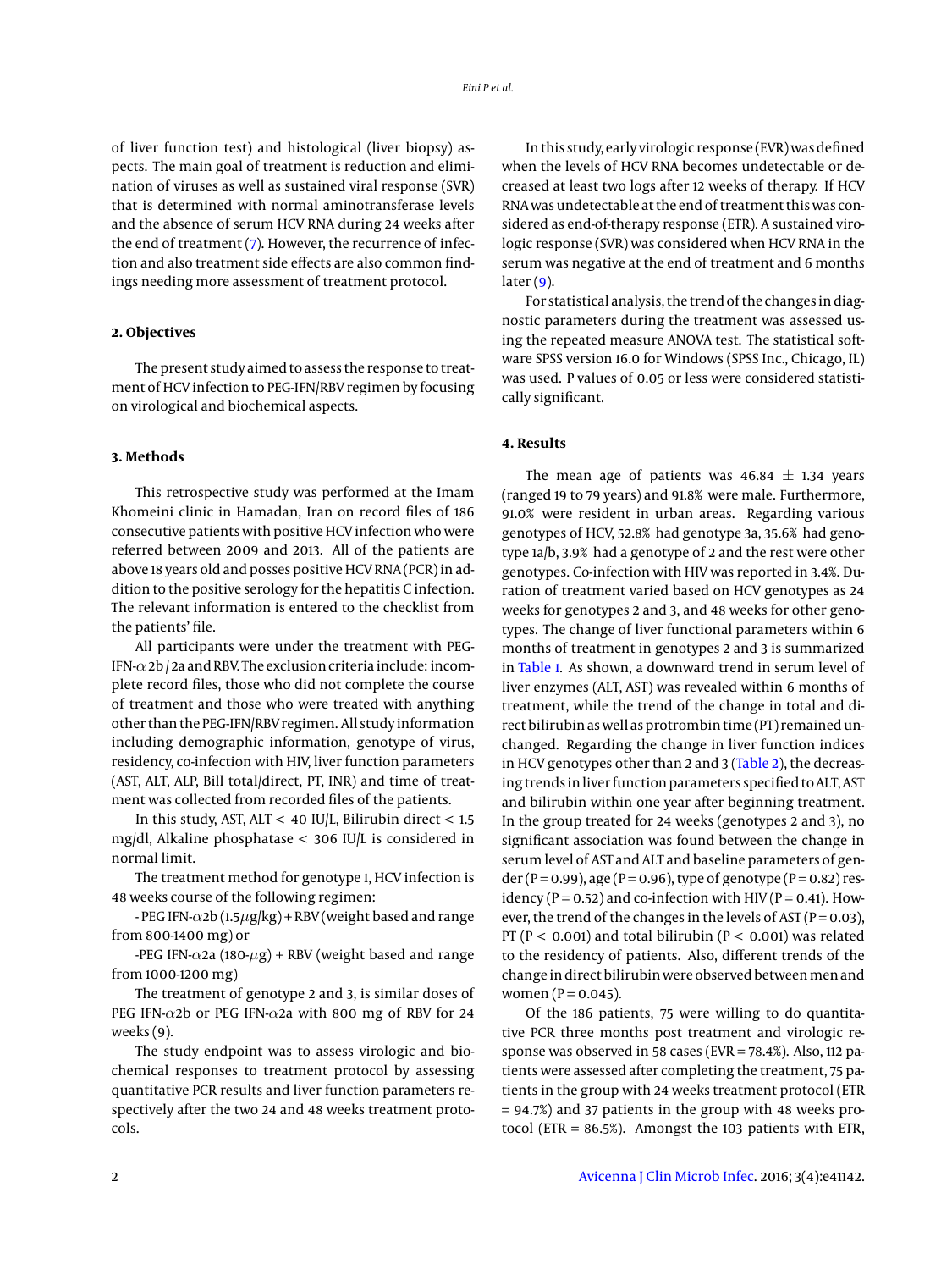of liver function test) and histological (liver biopsy) aspects. The main goal of treatment is reduction and elimination of viruses as well as sustained viral response (SVR) that is determined with normal aminotransferase levels and the absence of serum HCV RNA during 24 weeks after the end of treatment (7). However, the recurrence of infection and also treatment side effects are also common findings needing more assessment of treatment protocol.

## 2. Objectives

The present study aimed to assess the response to treatment of HCV infection to PEG-IFN/RBV regimen by focusing on virological and biochemical aspects.

## 3. Methods

This retrospective study was performed at the Imam Khomeini clinic in Hamadan, Iran on record files of 186 consecutive patients with positive HCV infection who were referred between 2009 and 2013. All of the patients are above 18 years old and posses positive HCV RNA (PCR) in addition to the positive serology for the hepatitis C infection. The relevant information is entered to the checklist from the patients' file.

All participants were under the treatment with PEG-IFN-$\alpha$ 2b / 2a and RBV. The exclusion criteria include: incomplete record files, those who did not complete the course of treatment and those who were treated with anything other than the PEG-IFN/RBV regimen. All study information including demographic information, genotype of virus, residency, co-infection with HIV, liver function parameters (AST, ALT, ALP, Bill total/direct, PT, INR) and time of treatment was collected from recorded files of the patients.

In this study, AST, ALT < 40 IU/L, Bilirubin direct < 1.5 mg/dl, Alkaline phosphatase < 306 IU/L is considered in normal limit.

The treatment method for genotype 1, HCV infection is 48 weeks course of the following regimen:

- PEG IFN-$\alpha$2b (1.5$\mu$g/kg) + RBV (weight based and range from 800-1400 mg) or

-PEG IFN-$\alpha$2a (180-$\mu$g) + RBV (weight based and range from 1000-1200 mg)

The treatment of genotype 2 and 3, is similar doses of PEG IFN-$\alpha$2b or PEG IFN-$\alpha$2a with 800 mg of RBV for 24 weeks (9).

The study endpoint was to assess virologic and biochemical responses to treatment protocol by assessing quantitative PCR results and liver function parameters respectively after the two 24 and 48 weeks treatment protocols.

In this study, early virologic response (EVR) was defined when the levels of HCV RNA becomes undetectable or decreased at least two logs after 12 weeks of therapy. If HCV RNA was undetectable at the end of treatment this was considered as end-of-therapy response (ETR). A sustained virologic response (SVR) was considered when HCV RNA in the serum was negative at the end of treatment and 6 months later (9).

For statistical analysis, the trend of the changes in diagnostic parameters during the treatment was assessed using the repeated measure ANOVA test. The statistical software SPSS version 16.0 for Windows (SPSS Inc., Chicago, IL) was used. P values of 0.05 or less were considered statistically significant.

## 4. Results

The mean age of patients was 46.84 $\pm$ 1.34 years (ranged 19 to 79 years) and 91.8% were male. Furthermore, 91.0% were resident in urban areas. Regarding various genotypes of HCV, 52.8% had genotype 3a, 35.6% had genotype 1a/b, 3.9% had a genotype of 2 and the rest were other genotypes. Co-infection with HIV was reported in 3.4%. Duration of treatment varied based on HCV genotypes as 24 weeks for genotypes 2 and 3, and 48 weeks for other genotypes. The change of liver functional parameters within 6 months of treatment in genotypes 2 and 3 is summarized in Table 1. As shown, a downward trend in serum level of liver enzymes (ALT, AST) was revealed within 6 months of treatment, while the trend of the change in total and direct bilirubin as well as protrombin time (PT) remained unchanged. Regarding the change in liver function indices in HCV genotypes other than 2 and 3 (Table 2), the decreasing trends in liver function parameters specified to ALT, AST and bilirubin within one year after beginning treatment. In the group treated for 24 weeks (genotypes 2 and 3), no significant association was found between the change in serum level of AST and ALT and baseline parameters of gender (P = 0.99), age (P = 0.96), type of genotype (P = 0.82) residency (P = 0.52) and co-infection with HIV (P = 0.41). However, the trend of the changes in the levels of AST (P = 0.03), PT (P < 0.001) and total bilirubin (P < 0.001) was related to the residency of patients. Also, different trends of the change in direct bilirubin were observed between men and women (P = 0.045).

Of the 186 patients, 75 were willing to do quantitative PCR three months post treatment and virologic response was observed in 58 cases (EVR = 78.4%). Also, 112 patients were assessed after completing the treatment, 75 patients in the group with 24 weeks treatment protocol (ETR = 94.7%) and 37 patients in the group with 48 weeks protocol (ETR = 86.5%). Amongst the 103 patients with ETR,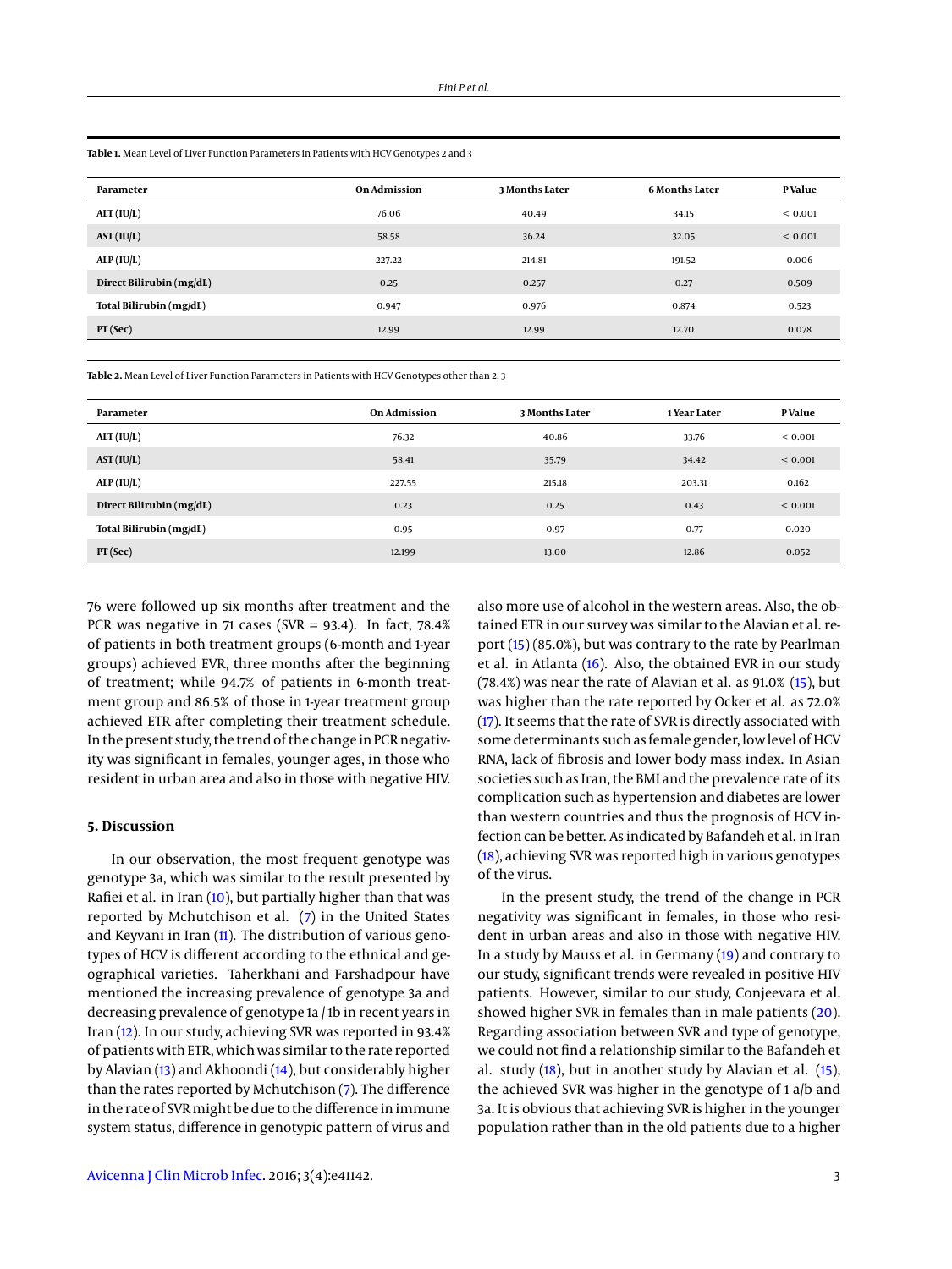**Table 1.** Mean Level of Liver Function Parameters in Patients with HCV Genotypes 2 and 3

| Parameter | On Admission | 3 Months Later | 6 Months Later | P Value |
|---|---|---|---|---|
| **ALT (IU/L)** | 76.06 | 40.49 | 34.15 | < 0.001 |
| **AST (IU/L)** | 58.58 | 36.24 | 32.05 | < 0.001 |
| **ALP (IU/L)** | 227.22 | 214.81 | 191.52 | 0.006 |
| **Direct Bilirubin (mg/dL)** | 0.25 | 0.257 | 0.27 | 0.509 |
| **Total Bilirubin (mg/dL)** | 0.947 | 0.976 | 0.874 | 0.523 |
| **PT (Sec)** | 12.99 | 12.99 | 12.70 | 0.078 |

**Table 2.** Mean Level of Liver Function Parameters in Patients with HCV Genotypes other than 2, 3

| Parameter | On Admission | 3 Months Later | 1 Year Later | P Value |
|---|---|---|---|---|
| **ALT (IU/L)** | 76.32 | 40.86 | 33.76 | < 0.001 |
| **AST (IU/L)** | 58.41 | 35.79 | 34.42 | < 0.001 |
| **ALP (IU/L)** | 227.55 | 215.18 | 203.31 | 0.162 |
| **Direct Bilirubin (mg/dL)** | 0.23 | 0.25 | 0.43 | < 0.001 |
| **Total Bilirubin (mg/dL)** | 0.95 | 0.97 | 0.77 | 0.020 |
| **PT (Sec)** | 12.199 | 13.00 | 12.86 | 0.052 |

76 were followed up six months after treatment and the PCR was negative in 71 cases (SVR = 93.4). In fact, 78.4% of patients in both treatment groups (6-month and 1-year groups) achieved EVR, three months after the beginning of treatment; while 94.7% of patients in 6-month treatment group and 86.5% of those in 1-year treatment group achieved ETR after completing their treatment schedule. In the present study, the trend of the change in PCR negativity was significant in females, younger ages, in those who resident in urban area and also in those with negative HIV.

## 5. Discussion

In our observation, the most frequent genotype was genotype 3a, which was similar to the result presented by Rafiei et al. in Iran (10), but partially higher than that was reported by Mchutchison et al. (7) in the United States and Keyvani in Iran (11). The distribution of various genotypes of HCV is different according to the ethnical and geographical varieties. Taherkhani and Farshadpour have mentioned the increasing prevalence of genotype 3a and decreasing prevalence of genotype 1a / 1b in recent years in Iran (12). In our study, achieving SVR was reported in 93.4% of patients with ETR, which was similar to the rate reported by Alavian (13) and Akhoondi (14), but considerably higher than the rates reported by Mchutchison (7). The difference in the rate of SVR might be due to the difference in immune system status, difference in genotypic pattern of virus and also more use of alcohol in the western areas. Also, the obtained ETR in our survey was similar to the Alavian et al. report (15) (85.0%), but was contrary to the rate by Pearlman et al. in Atlanta (16). Also, the obtained EVR in our study (78.4%) was near the rate of Alavian et al. as 91.0% (15), but was higher than the rate reported by Ocker et al. as 72.0% (17). It seems that the rate of SVR is directly associated with some determinants such as female gender, low level of HCV RNA, lack of fibrosis and lower body mass index. In Asian societies such as Iran, the BMI and the prevalence rate of its complication such as hypertension and diabetes are lower than western countries and thus the prognosis of HCV infection can be better. As indicated by Bafandeh et al. in Iran (18), achieving SVR was reported high in various genotypes of the virus.

In the present study, the trend of the change in PCR negativity was significant in females, in those who resident in urban areas and also in those with negative HIV. In a study by Mauss et al. in Germany (19) and contrary to our study, significant trends were revealed in positive HIV patients. However, similar to our study, Conjeevara et al. showed higher SVR in females than in male patients (20). Regarding association between SVR and type of genotype, we could not find a relationship similar to the Bafandeh et al. study (18), but in another study by Alavian et al. (15), the achieved SVR was higher in the genotype of 1 a/b and 3a. It is obvious that achieving SVR is higher in the younger population rather than in the old patients due to a higher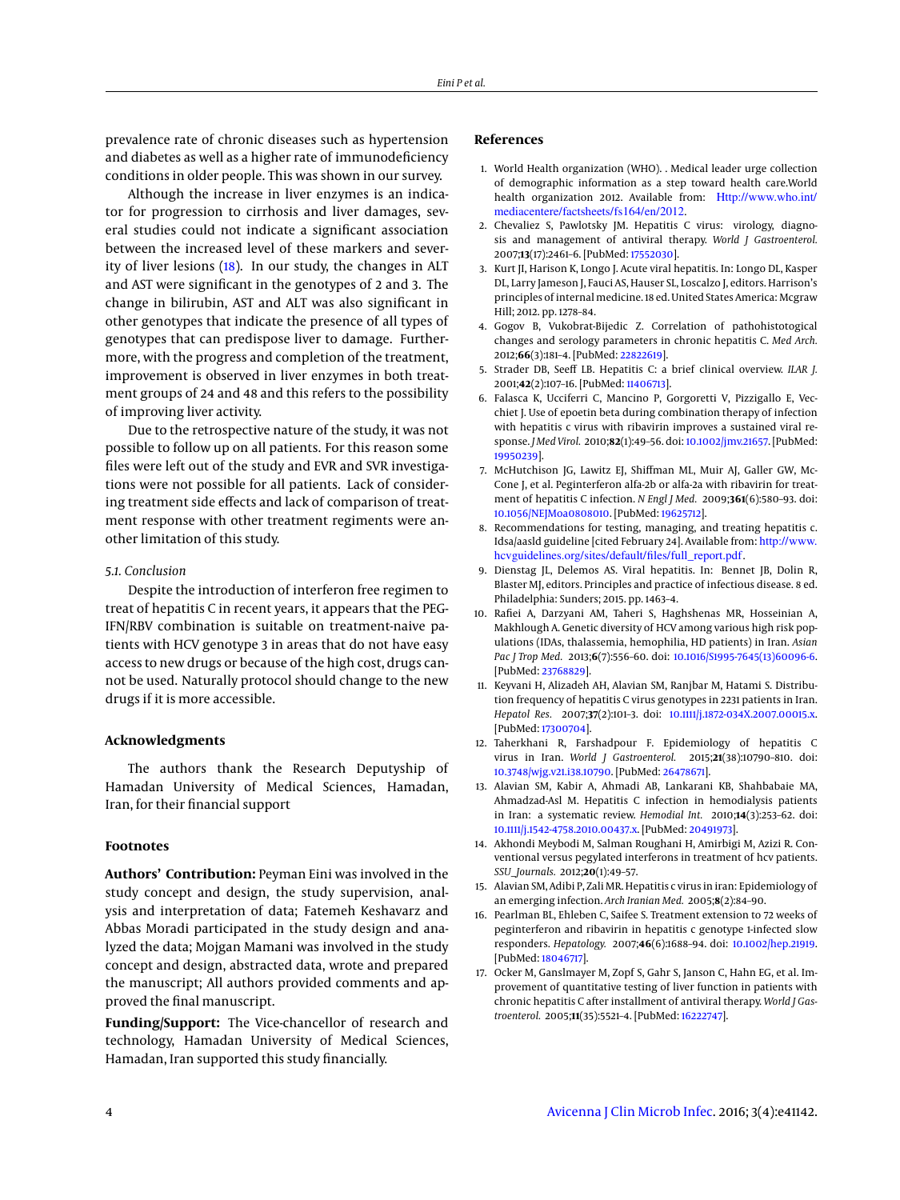prevalence rate of chronic diseases such as hypertension and diabetes as well as a higher rate of immunodeficiency conditions in older people. This was shown in our survey.

Although the increase in liver enzymes is an indicator for progression to cirrhosis and liver damages, several studies could not indicate a significant association between the increased level of these markers and severity of liver lesions (18). In our study, the changes in ALT and AST were significant in the genotypes of 2 and 3. The change in bilirubin, AST and ALT was also significant in other genotypes that indicate the presence of all types of genotypes that can predispose liver to damage. Furthermore, with the progress and completion of the treatment, improvement is observed in liver enzymes in both treatment groups of 24 and 48 and this refers to the possibility of improving liver activity.

Due to the retrospective nature of the study, it was not possible to follow up on all patients. For this reason some files were left out of the study and EVR and SVR investigations were not possible for all patients. Lack of considering treatment side effects and lack of comparison of treatment response with other treatment regiments were another limitation of this study.

### 5.1. Conclusion

Despite the introduction of interferon free regimen to treat of hepatitis C in recent years, it appears that the PEG-IFN/RBV combination is suitable on treatment-naive patients with HCV genotype 3 in areas that do not have easy access to new drugs or because of the high cost, drugs cannot be used. Naturally protocol should change to the new drugs if it is more accessible.

## Acknowledgments

The authors thank the Research Deputyship of Hamadan University of Medical Sciences, Hamadan, Iran, for their financial support

## Footnotes

**Authors' Contribution:** Peyman Eini was involved in the study concept and design, the study supervision, analysis and interpretation of data; Fatemeh Keshavarz and Abbas Moradi participated in the study design and analyzed the data; Mojgan Mamani was involved in the study concept and design, abstracted data, wrote and prepared the manuscript; All authors provided comments and approved the final manuscript.

**Funding/Support:** The Vice-chancellor of research and technology, Hamadan University of Medical Sciences, Hamadan, Iran supported this study financially.

## References

1. World Health organization (WHO). . Medical leader urge collection of demographic information as a step toward health care.World health organization 2012. Available from: Http://www.who.int/mediacentere/factsheets/fs164/en/2012.
2. Chevaliez S, Pawlotsky JM. Hepatitis C virus: virology, diagnosis and management of antiviral therapy. *World J Gastroenterol.* 2007;**13**(17):2461–6. [PubMed: 17552030].
3. Kurt JI, Harison K, Longo J. Acute viral hepatitis. In: Longo DL, Kasper DL, Larry Jameson J, Fauci AS, Hauser SL, Loscalzo J, editors. Harrison's principles of internal medicine. 18 ed. United States America: Mcgraw Hill; 2012. pp. 1278–84.
4. Gogov B, Vukobrat-Bijedic Z. Correlation of pathohistopathological changes and serology parameters in chronic hepatitis C. *Med Arch.* 2012;**66**(3):181–4. [PubMed: 22822619].
5. Strader DB, Seeff LB. Hepatitis C: a brief clinical overview. *ILAR J.* 2001;**42**(2):107–16. [PubMed: 11406713].
6. Falasca K, Ucciferri C, Mancino P, Gorgoretti V, Pizzigallo E, Vecchiet J. Use of epoetin beta during combination therapy of infection with hepatitis c virus with ribavirin improves a sustained viral response. *J Med Virol.* 2010;**82**(1):49–56. doi: 10.1002/jmv.21657. [PubMed: 19950239].
7. McHutchison JG, Lawitz EJ, Shiffman ML, Muir AJ, Galler GW, McCone J, et al. Peginterferon alfa-2b or alfa-2a with ribavirin for treatment of hepatitis C infection. *N Engl J Med.* 2009;**361**(6):580–93. doi: 10.1056/NEJMoa0808010. [PubMed: 19625712].
8. Recommendations for testing, managing, and treating hepatitis c. Idsa/aasld guideline [cited February 24]. Available from: http://www.hcvguidelines.org/sites/default/files/full_report.pdf.
9. Dienstag JL, Delemos AS. Viral hepatitis. In: Bennet JB, Dolin R, Blaster MJ, editors. Principles and practice of infectious disease. 8 ed. Philadelphia: Sunders; 2015. pp. 1463–4.
10. Rafiei A, Darzyani AM, Taheri S, Haghshenas MR, Hosseinian A, Makhlough A. Genetic diversity of HCV among various high risk populations (IDAs, thalassemia, hemophilia, HD patients) in Iran. *Asian Pac J Trop Med.* 2013;**6**(7):556–60. doi: 10.1016/S1995-7645(13)60096-6. [PubMed: 23768829].
11. Keyvani H, Alizadeh AH, Alavian SM, Ranjbar M, Hatami S. Distribution frequency of hepatitis C virus genotypes in 2231 patients in Iran. *Hepatol Res.* 2007;**37**(2):101–3. doi: 10.1111/j.1872-034X.2007.00015.x. [PubMed: 17300704].
12. Taherkhani R, Farshadpour F. Epidemiology of hepatitis C virus in Iran. *World J Gastroenterol.* 2015;**21**(38):10790–810. doi: 10.3748/wjg.v21.i38.10790. [PubMed: 26478671].
13. Alavian SM, Kabir A, Ahmadi AB, Lankarani KB, Shahbabaie MA, Ahmadzad-Asl M. Hepatitis C infection in hemodialysis patients in Iran: a systematic review. *Hemodial Int.* 2010;**14**(3):253–62. doi: 10.1111/j.1542-4758.2010.00437.x. [PubMed: 20491973].
14. Akhondi Meybodi M, Salman Roughani H, Amirbigi M, Azizi R. Conventional versus pegylated interferons in treatment of hcv patients. *SSU_Journals.* 2012;**20**(1):49–57.
15. Alavian SM, Adibi P, Zali MR. Hepatitis c virus in iran: Epidemiology of an emerging infection. *Arch Iranian Med.* 2005;**8**(2):84–90.
16. Pearlman BL, Ehleben C, Saifee S. Treatment extension to 72 weeks of peginterferon and ribavirin in hepatitis c genotype 1-infected slow responders. *Hepatology.* 2007;**46**(6):1688–94. doi: 10.1002/hep.21919. [PubMed: 18046717].
17. Ocker M, Ganslmayer M, Zopf S, Gahr S, Janson C, Hahn EG, et al. Improvement of quantitative testing of liver function in patients with chronic hepatitis C after installment of antiviral therapy. *World J Gastroenterol.* 2005;**11**(35):5521–4. [PubMed: 16222747].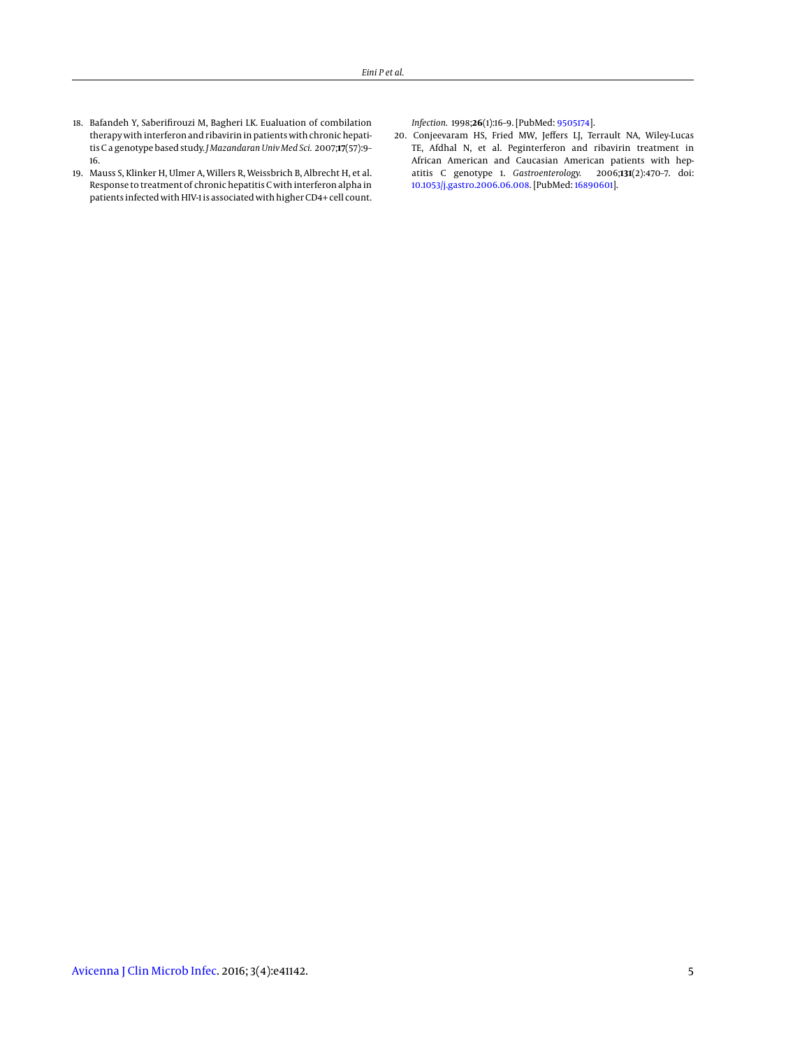18. Bafandeh Y, Saberifirouzi M, Bagheri LK. Eualuation of combilation therapy with interferon and ribavirin in patients with chronic hepatitis C a genotype based study. *J Mazandaran Univ Med Sci.* 2007;**17**(57):9–16.
19. Mauss S, Klinker H, Ulmer A, Willers R, Weissbrich B, Albrecht H, et al. Response to treatment of chronic hepatitis C with interferon alpha in patients infected with HIV-1 is associated with higher CD4+ cell count. *Infection.* 1998;**26**(1):16–9. [PubMed: 9505174].
20. Conjeevaram HS, Fried MW, Jeffers LJ, Terrault NA, Wiley-Lucas TE, Afdhal N, et al. Peginterferon and ribavirin treatment in African American and Caucasian American patients with hepatitis C genotype 1. *Gastroenterology.* 2006;**131**(2):470–7. doi: 10.1053/j.gastro.2006.06.008. [PubMed: 16890601].